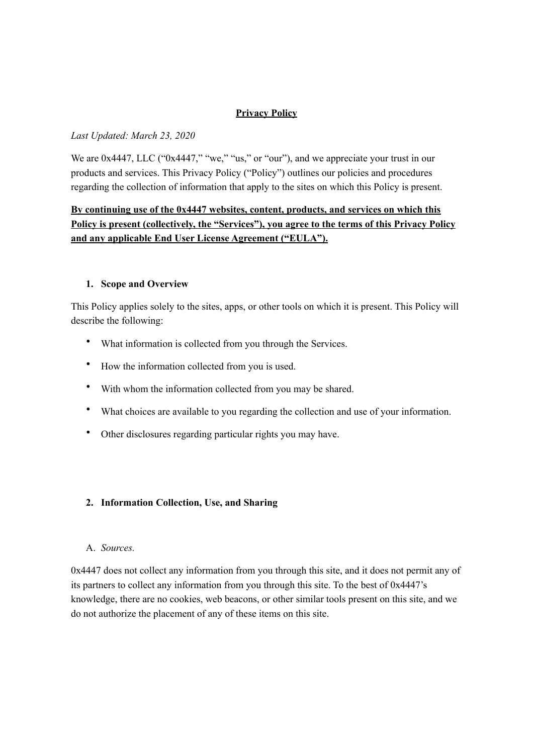# Privacy Policy

*Last Updated: March 23, 2020*

We are 0x4447, LLC (“0x4447,” “we,” “us,” or “our”), and we appreciate your trust in our products and services. This Privacy Policy (“Policy”) outlines our policies and procedures regarding the collection of information that apply to the sites on which this Policy is present.

**By continuing use of the 0x4447 websites, content, products, and services on which this Policy is present (collectively, the “Services”), you agree to the terms of this Privacy Policy and any applicable End User License Agreement (“EULA”).**

## 1. Scope and Overview

This Policy applies solely to the sites, apps, or other tools on which it is present. This Policy will describe the following:

- What information is collected from you through the Services.
- How the information collected from you is used.
- With whom the information collected from you may be shared.
- What choices are available to you regarding the collection and use of your information.
- Other disclosures regarding particular rights you may have.

## 2. Information Collection, Use, and Sharing

### A. *Sources.*

0x4447 does not collect any information from you through this site, and it does not permit any of its partners to collect any information from you through this site. To the best of 0x4447’s knowledge, there are no cookies, web beacons, or other similar tools present on this site, and we do not authorize the placement of any of these items on this site.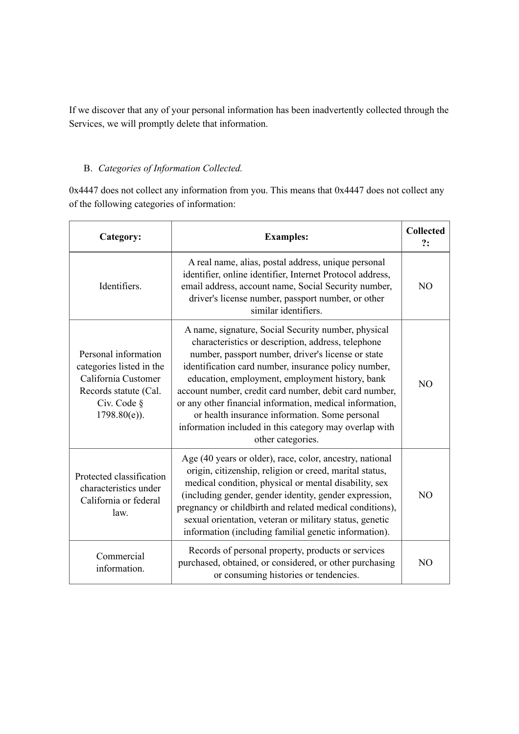If we discover that any of your personal information has been inadvertently collected through the Services, we will promptly delete that information.

B. *Categories of Information Collected.*

0x4447 does not collect any information from you. This means that 0x4447 does not collect any of the following categories of information:

| **Category:** | **Examples:** | **Collected ?:** |
|---|---|---|
| Identifiers. | A real name, alias, postal address, unique personal identifier, online identifier, Internet Protocol address, email address, account name, Social Security number, driver's license number, passport number, or other similar identifiers. | NO |
| Personal information categories listed in the California Customer Records statute (Cal. Civ. Code § 1798.80(e)). | A name, signature, Social Security number, physical characteristics or description, address, telephone number, passport number, driver's license or state identification card number, insurance policy number, education, employment, employment history, bank account number, credit card number, debit card number, or any other financial information, medical information, or health insurance information. Some personal information included in this category may overlap with other categories. | NO |
| Protected classification characteristics under California or federal law. | Age (40 years or older), race, color, ancestry, national origin, citizenship, religion or creed, marital status, medical condition, physical or mental disability, sex (including gender, gender identity, gender expression, pregnancy or childbirth and related medical conditions), sexual orientation, veteran or military status, genetic information (including familial genetic information). | NO |
| Commercial information. | Records of personal property, products or services purchased, obtained, or considered, or other purchasing or consuming histories or tendencies. | NO |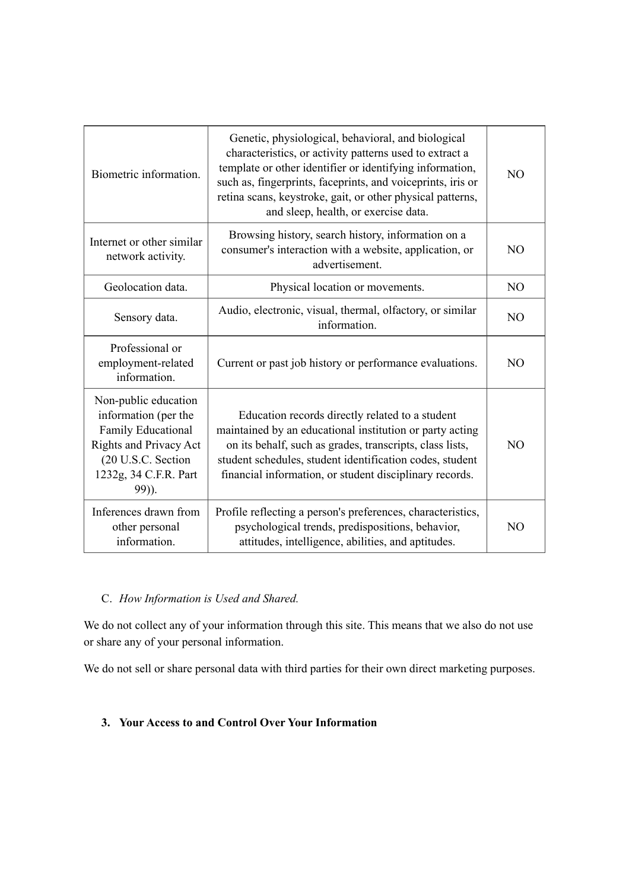| | | |
|---|---|---|
| Biometric information. | Genetic, physiological, behavioral, and biological characteristics, or activity patterns used to extract a template or other identifier or identifying information, such as, fingerprints, faceprints, and voiceprints, iris or retina scans, keystroke, gait, or other physical patterns, and sleep, health, or exercise data. | NO |
| Internet or other similar network activity. | Browsing history, search history, information on a consumer's interaction with a website, application, or advertisement. | NO |
| Geolocation data. | Physical location or movements. | NO |
| Sensory data. | Audio, electronic, visual, thermal, olfactory, or similar information. | NO |
| Professional or employment-related information. | Current or past job history or performance evaluations. | NO |
| Non-public education information (per the Family Educational Rights and Privacy Act (20 U.S.C. Section 1232g, 34 C.F.R. Part 99)). | Education records directly related to a student maintained by an educational institution or party acting on its behalf, such as grades, transcripts, class lists, student schedules, student identification codes, student financial information, or student disciplinary records. | NO |
| Inferences drawn from other personal information. | Profile reflecting a person's preferences, characteristics, psychological trends, predispositions, behavior, attitudes, intelligence, abilities, and aptitudes. | NO |

C. *How Information is Used and Shared.*

We do not collect any of your information through this site. This means that we also do not use or share any of your personal information.

We do not sell or share personal data with third parties for their own direct marketing purposes.

## 3. Your Access to and Control Over Your Information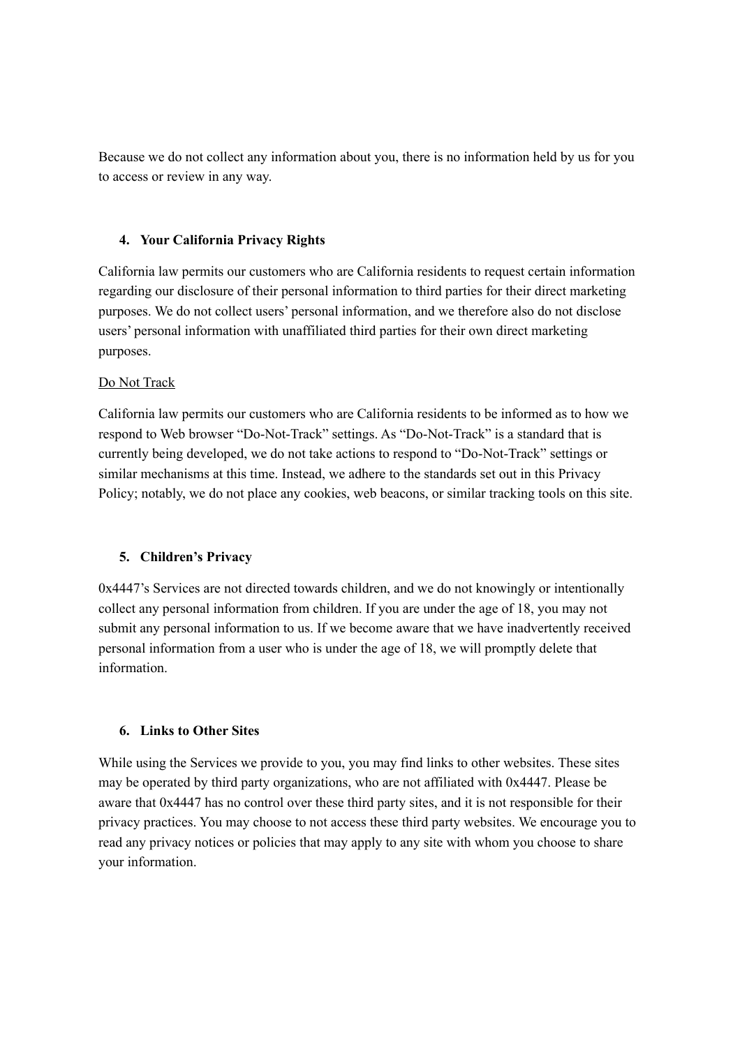Because we do not collect any information about you, there is no information held by us for you to access or review in any way.

## 4. Your California Privacy Rights

California law permits our customers who are California residents to request certain information regarding our disclosure of their personal information to third parties for their direct marketing purposes. We do not collect users' personal information, and we therefore also do not disclose users' personal information with unaffiliated third parties for their own direct marketing purposes.

<u>Do Not Track</u>

California law permits our customers who are California residents to be informed as to how we respond to Web browser "Do-Not-Track" settings. As "Do-Not-Track" is a standard that is currently being developed, we do not take actions to respond to "Do-Not-Track" settings or similar mechanisms at this time. Instead, we adhere to the standards set out in this Privacy Policy; notably, we do not place any cookies, web beacons, or similar tracking tools on this site.

## 5. Children's Privacy

0x4447's Services are not directed towards children, and we do not knowingly or intentionally collect any personal information from children. If you are under the age of 18, you may not submit any personal information to us. If we become aware that we have inadvertently received personal information from a user who is under the age of 18, we will promptly delete that information.

## 6. Links to Other Sites

While using the Services we provide to you, you may find links to other websites. These sites may be operated by third party organizations, who are not affiliated with 0x4447. Please be aware that 0x4447 has no control over these third party sites, and it is not responsible for their privacy practices. You may choose to not access these third party websites. We encourage you to read any privacy notices or policies that may apply to any site with whom you choose to share your information.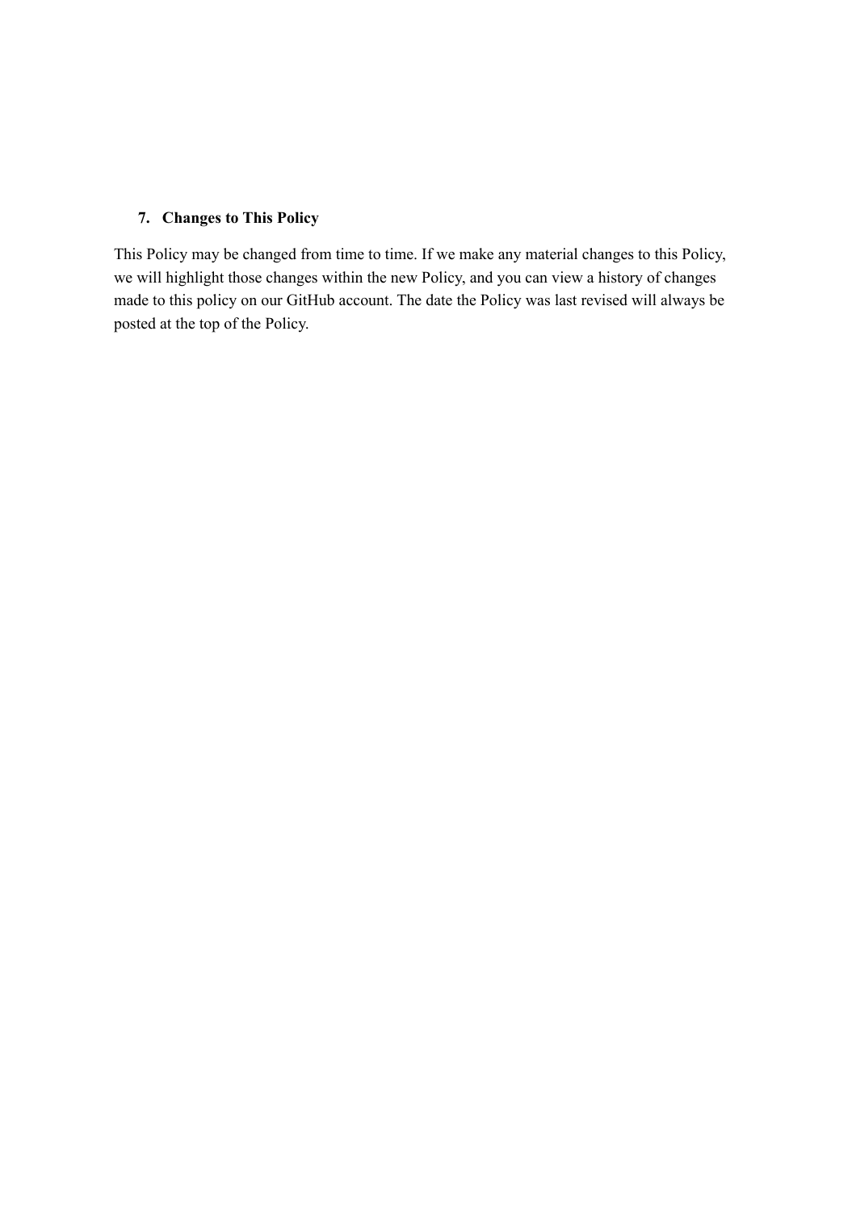## 7. Changes to This Policy

This Policy may be changed from time to time. If we make any material changes to this Policy, we will highlight those changes within the new Policy, and you can view a history of changes made to this policy on our GitHub account. The date the Policy was last revised will always be posted at the top of the Policy.